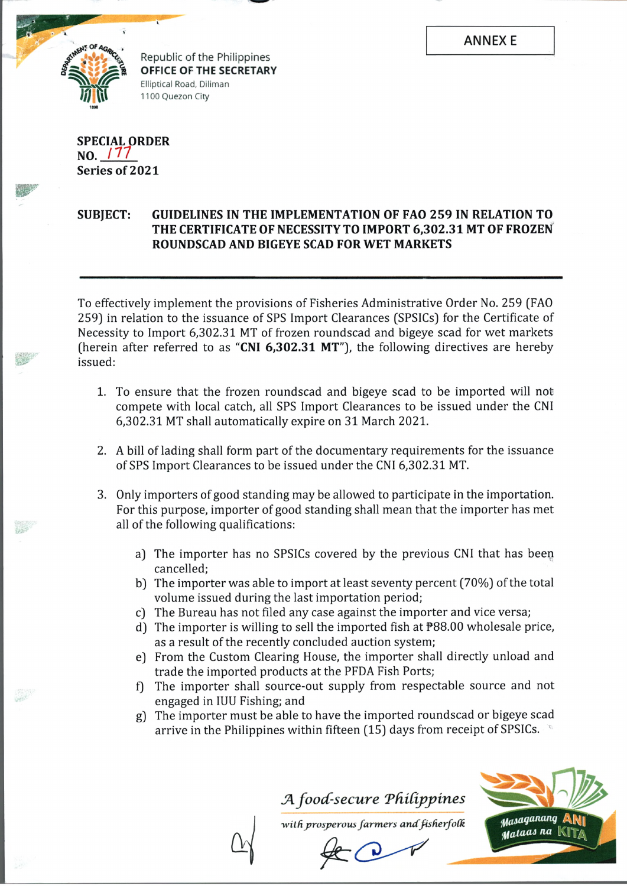ANNEX E

Republic of the Philippines
**OFFICE OF THE SECRETARY**
Elliptical Road, Diliman
1100 Quezon City

**SPECIAL ORDER**
**NO. 177**
**Series of 2021**

**SUBJECT: GUIDELINES IN THE IMPLEMENTATION OF FAO 259 IN RELATION TO THE CERTIFICATE OF NECESSITY TO IMPORT 6,302.31 MT OF FROZEN ROUNDSCAD AND BIGEYE SCAD FOR WET MARKETS**

---

To effectively implement the provisions of Fisheries Administrative Order No. 259 (FAO 259) in relation to the issuance of SPS Import Clearances (SPSICs) for the Certificate of Necessity to Import 6,302.31 MT of frozen roundscad and bigeye scad for wet markets (herein after referred to as "**CNI 6,302.31 MT**"), the following directives are hereby issued:

1. To ensure that the frozen roundscad and bigeye scad to be imported will not compete with local catch, all SPS Import Clearances to be issued under the CNI 6,302.31 MT shall automatically expire on 31 March 2021.

2. A bill of lading shall form part of the documentary requirements for the issuance of SPS Import Clearances to be issued under the CNI 6,302.31 MT.

3. Only importers of good standing may be allowed to participate in the importation. For this purpose, importer of good standing shall mean that the importer has met all of the following qualifications:

    a) The importer has no SPSICs covered by the previous CNI that has been cancelled;
    b) The importer was able to import at least seventy percent (70%) of the total volume issued during the last importation period;
    c) The Bureau has not filed any case against the importer and vice versa;
    d) The importer is willing to sell the imported fish at ₱88.00 wholesale price, as a result of the recently concluded auction system;
    e) From the Custom Clearing House, the importer shall directly unload and trade the imported products at the PFDA Fish Ports;
    f) The importer shall source-out supply from respectable source and not engaged in IUU Fishing; and
    g) The importer must be able to have the imported roundscad or bigeye scad arrive in the Philippines within fifteen (15) days from receipt of SPSICs.

*A food-secure Philippines*
*with prosperous farmers and fisherfolk*

Masaganang ANI Mataas na KITA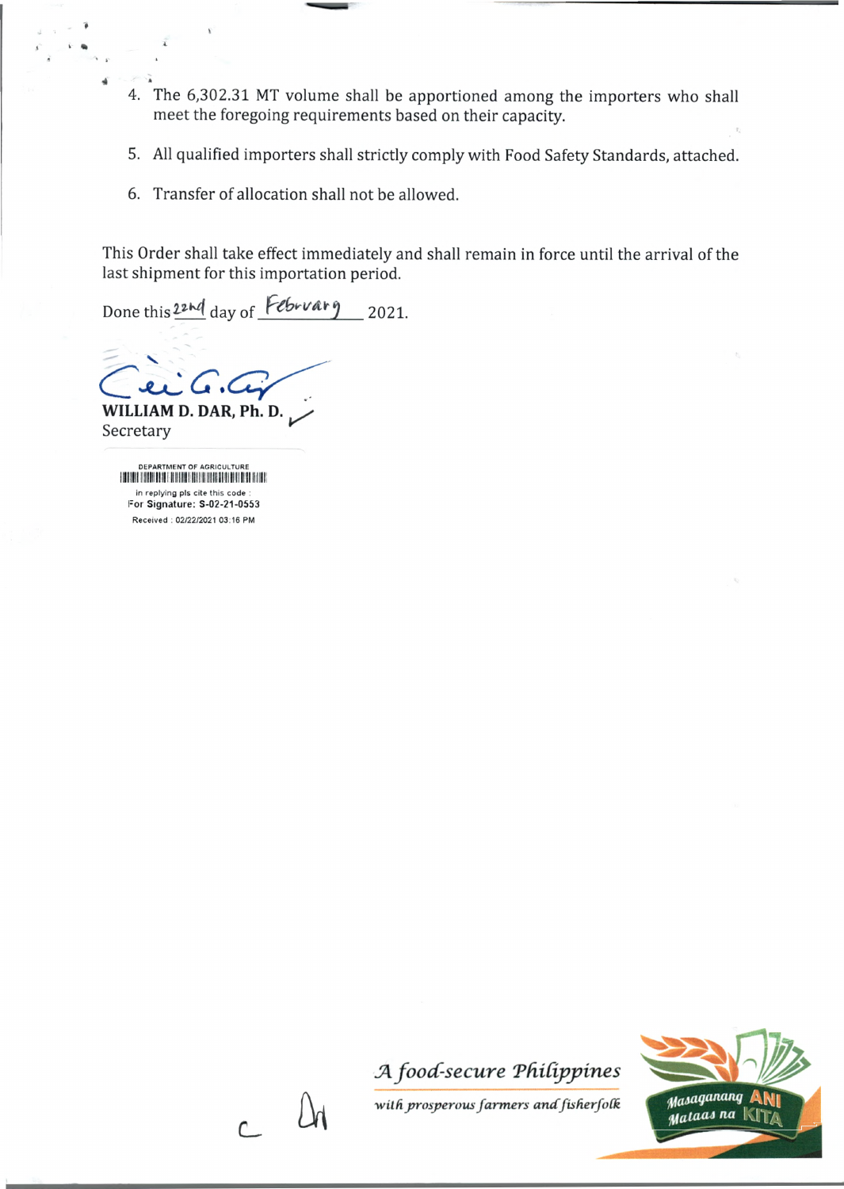4. The 6,302.31 MT volume shall be apportioned among the importers who shall meet the foregoing requirements based on their capacity.

5. All qualified importers shall strictly comply with Food Safety Standards, attached.

6. Transfer of allocation shall not be allowed.

This Order shall take effect immediately and shall remain in force until the arrival of the last shipment for this importation period.

Done this 22nd day of February 2021.

**WILLIAM D. DAR, Ph. D.**
Secretary

DEPARTMENT OF AGRICULTURE
in replying pls cite this code :
For Signature: S-02-21-0553
Received : 02/22/2021 03:16 PM

*A food-secure Philippines*
*with prosperous farmers and fisherfolk*

Masaganang ANI Mataas na KITA